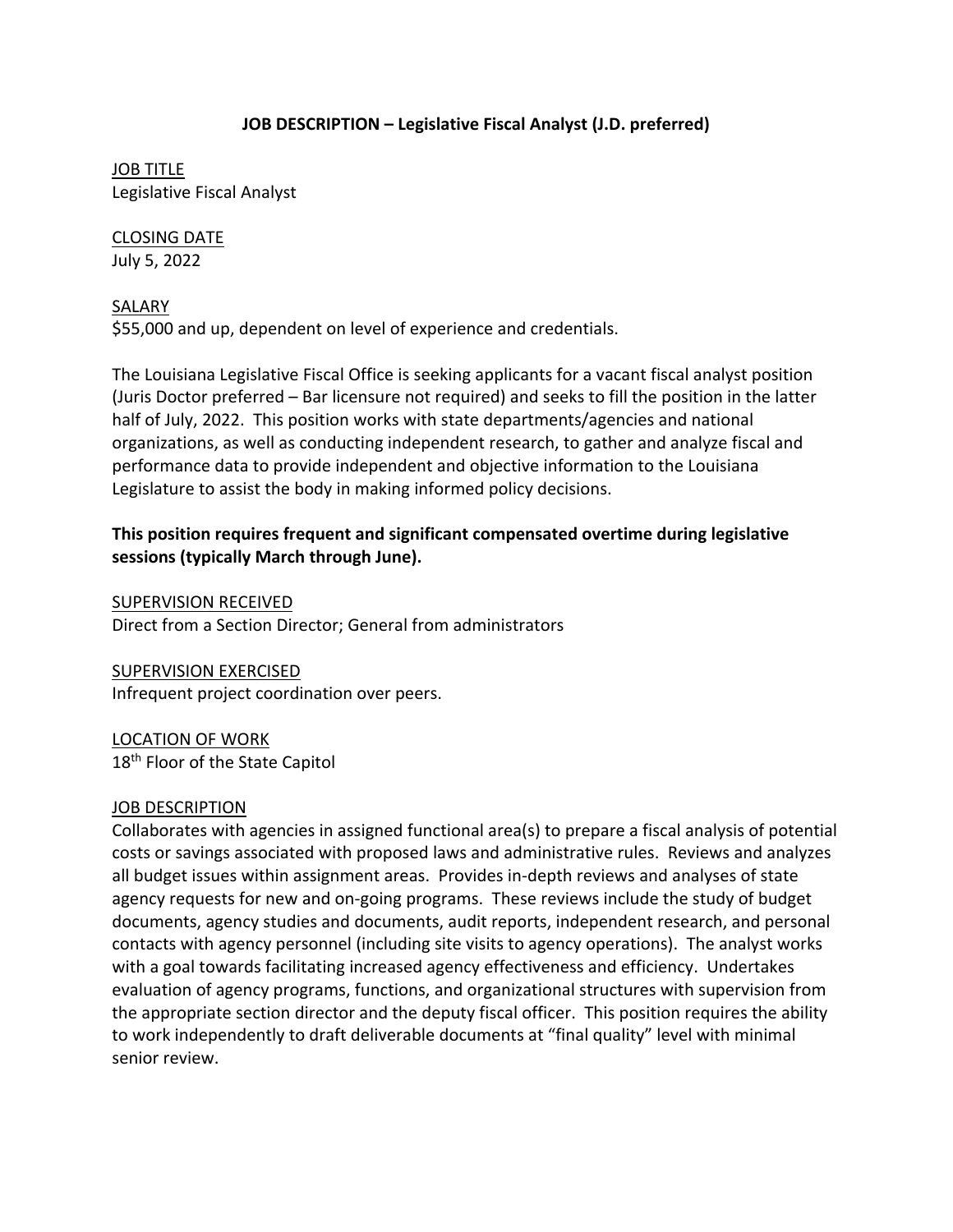# JOB DESCRIPTION – Legislative Fiscal Analyst (J.D. preferred)

<u>JOB TITLE</u>
Legislative Fiscal Analyst

<u>CLOSING DATE</u>
July 5, 2022

<u>SALARY</u>
$55,000 and up, dependent on level of experience and credentials.

The Louisiana Legislative Fiscal Office is seeking applicants for a vacant fiscal analyst position (Juris Doctor preferred – Bar licensure not required) and seeks to fill the position in the latter half of July, 2022. This position works with state departments/agencies and national organizations, as well as conducting independent research, to gather and analyze fiscal and performance data to provide independent and objective information to the Louisiana Legislature to assist the body in making informed policy decisions.

**This position requires frequent and significant compensated overtime during legislative sessions (typically March through June).**

<u>SUPERVISION RECEIVED</u>
Direct from a Section Director; General from administrators

<u>SUPERVISION EXERCISED</u>
Infrequent project coordination over peers.

<u>LOCATION OF WORK</u>
18th Floor of the State Capitol

<u>JOB DESCRIPTION</u>
Collaborates with agencies in assigned functional area(s) to prepare a fiscal analysis of potential costs or savings associated with proposed laws and administrative rules. Reviews and analyzes all budget issues within assignment areas. Provides in-depth reviews and analyses of state agency requests for new and on-going programs. These reviews include the study of budget documents, agency studies and documents, audit reports, independent research, and personal contacts with agency personnel (including site visits to agency operations). The analyst works with a goal towards facilitating increased agency effectiveness and efficiency. Undertakes evaluation of agency programs, functions, and organizational structures with supervision from the appropriate section director and the deputy fiscal officer. This position requires the ability to work independently to draft deliverable documents at "final quality" level with minimal senior review.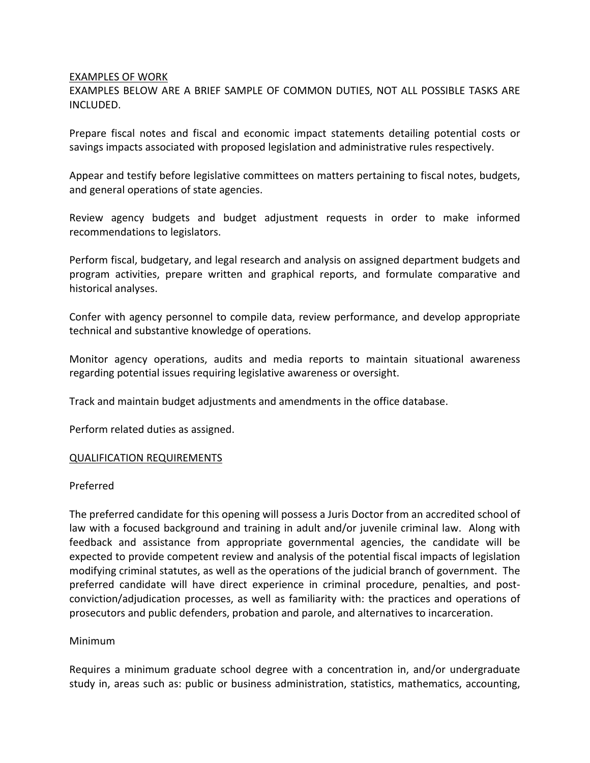<u>EXAMPLES OF WORK</u>

EXAMPLES BELOW ARE A BRIEF SAMPLE OF COMMON DUTIES, NOT ALL POSSIBLE TASKS ARE INCLUDED.

Prepare fiscal notes and fiscal and economic impact statements detailing potential costs or savings impacts associated with proposed legislation and administrative rules respectively.

Appear and testify before legislative committees on matters pertaining to fiscal notes, budgets, and general operations of state agencies.

Review agency budgets and budget adjustment requests in order to make informed recommendations to legislators.

Perform fiscal, budgetary, and legal research and analysis on assigned department budgets and program activities, prepare written and graphical reports, and formulate comparative and historical analyses.

Confer with agency personnel to compile data, review performance, and develop appropriate technical and substantive knowledge of operations.

Monitor agency operations, audits and media reports to maintain situational awareness regarding potential issues requiring legislative awareness or oversight.

Track and maintain budget adjustments and amendments in the office database.

Perform related duties as assigned.

<u>QUALIFICATION REQUIREMENTS</u>

Preferred

The preferred candidate for this opening will possess a Juris Doctor from an accredited school of law with a focused background and training in adult and/or juvenile criminal law. Along with feedback and assistance from appropriate governmental agencies, the candidate will be expected to provide competent review and analysis of the potential fiscal impacts of legislation modifying criminal statutes, as well as the operations of the judicial branch of government. The preferred candidate will have direct experience in criminal procedure, penalties, and post-conviction/adjudication processes, as well as familiarity with: the practices and operations of prosecutors and public defenders, probation and parole, and alternatives to incarceration.

Minimum

Requires a minimum graduate school degree with a concentration in, and/or undergraduate study in, areas such as: public or business administration, statistics, mathematics, accounting,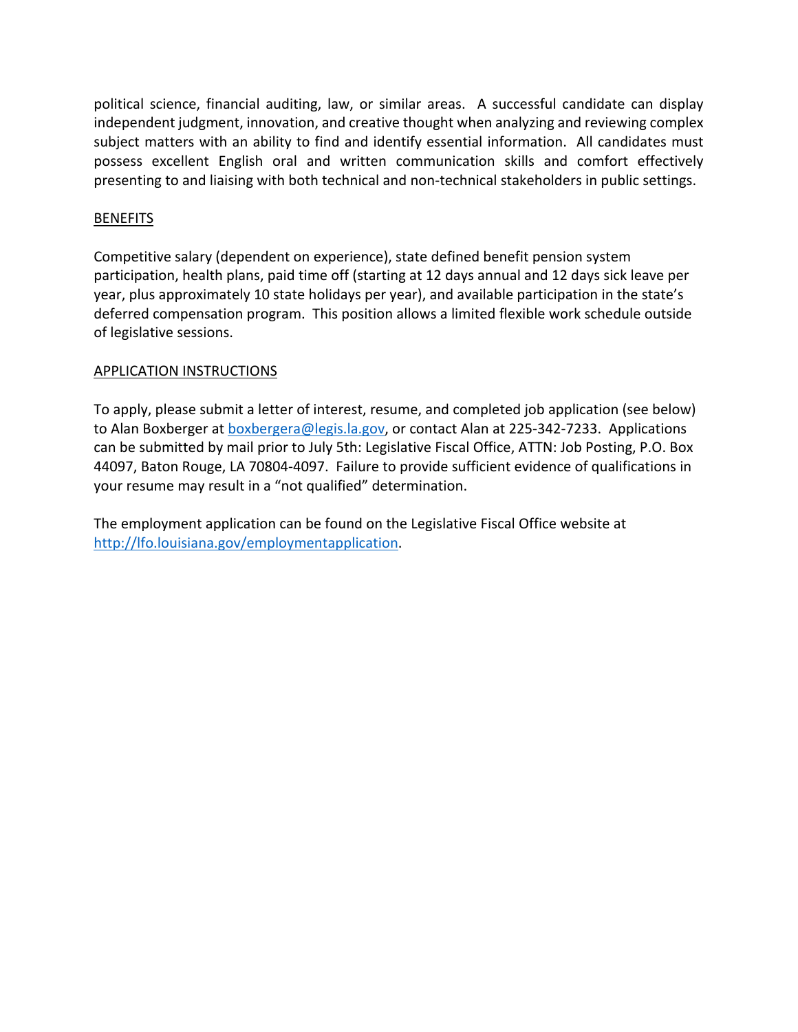political science, financial auditing, law, or similar areas. A successful candidate can display independent judgment, innovation, and creative thought when analyzing and reviewing complex subject matters with an ability to find and identify essential information. All candidates must possess excellent English oral and written communication skills and comfort effectively presenting to and liaising with both technical and non-technical stakeholders in public settings.

## BENEFITS

Competitive salary (dependent on experience), state defined benefit pension system participation, health plans, paid time off (starting at 12 days annual and 12 days sick leave per year, plus approximately 10 state holidays per year), and available participation in the state's deferred compensation program. This position allows a limited flexible work schedule outside of legislative sessions.

## APPLICATION INSTRUCTIONS

To apply, please submit a letter of interest, resume, and completed job application (see below) to Alan Boxberger at [boxbergera@legis.la.gov](mailto:boxbergera@legis.la.gov), or contact Alan at 225-342-7233. Applications can be submitted by mail prior to July 5th: Legislative Fiscal Office, ATTN: Job Posting, P.O. Box 44097, Baton Rouge, LA 70804-4097. Failure to provide sufficient evidence of qualifications in your resume may result in a "not qualified" determination.

The employment application can be found on the Legislative Fiscal Office website at [http://lfo.louisiana.gov/employmentapplication](http://lfo.louisiana.gov/employmentapplication).